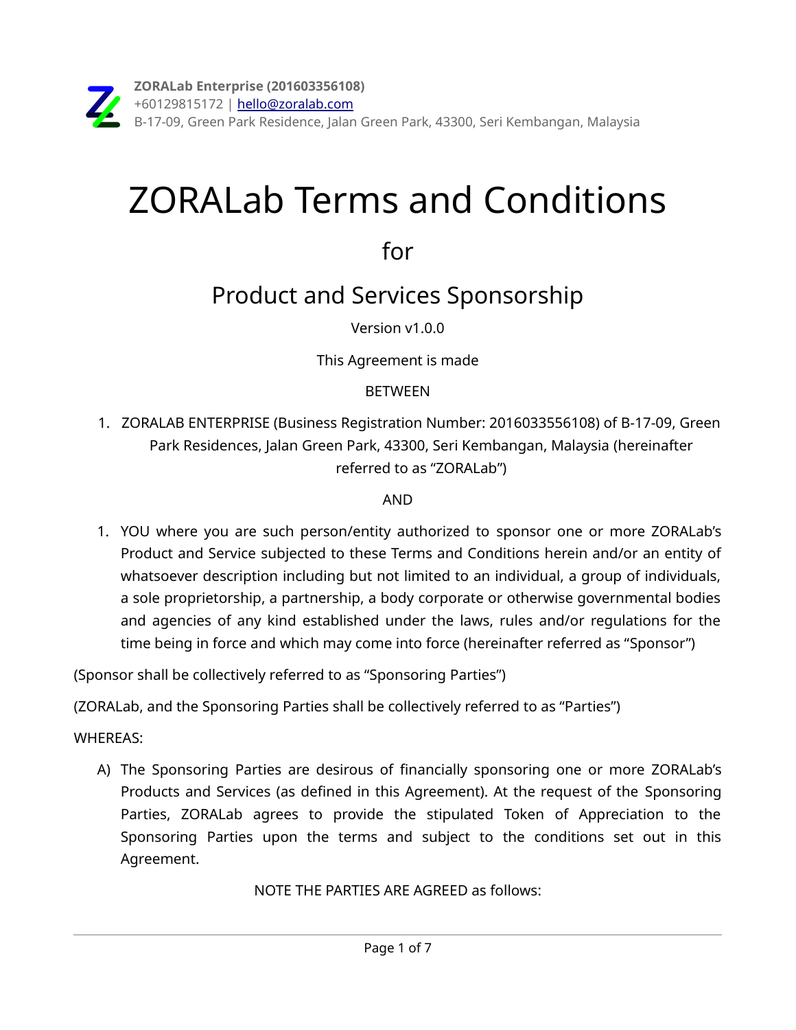**ZORALab Enterprise (201603356108)**
+60129815172 | hello@zoralab.com
B-17-09, Green Park Residence, Jalan Green Park, 43300, Seri Kembangan, Malaysia

# ZORALab Terms and Conditions

## for

## Product and Services Sponsorship

Version v1.0.0

This Agreement is made

BETWEEN

1. ZORALAB ENTERPRISE (Business Registration Number: 2016033556108) of B-17-09, Green Park Residences, Jalan Green Park, 43300, Seri Kembangan, Malaysia (hereinafter referred to as "ZORALab")

AND

1. YOU where you are such person/entity authorized to sponsor one or more ZORALab's Product and Service subjected to these Terms and Conditions herein and/or an entity of whatsoever description including but not limited to an individual, a group of individuals, a sole proprietorship, a partnership, a body corporate or otherwise governmental bodies and agencies of any kind established under the laws, rules and/or regulations for the time being in force and which may come into force (hereinafter referred as "Sponsor")

(Sponsor shall be collectively referred to as "Sponsoring Parties")

(ZORALab, and the Sponsoring Parties shall be collectively referred to as "Parties")

WHEREAS:

A) The Sponsoring Parties are desirous of financially sponsoring one or more ZORALab's Products and Services (as defined in this Agreement). At the request of the Sponsoring Parties, ZORALab agrees to provide the stipulated Token of Appreciation to the Sponsoring Parties upon the terms and subject to the conditions set out in this Agreement.

NOTE THE PARTIES ARE AGREED as follows: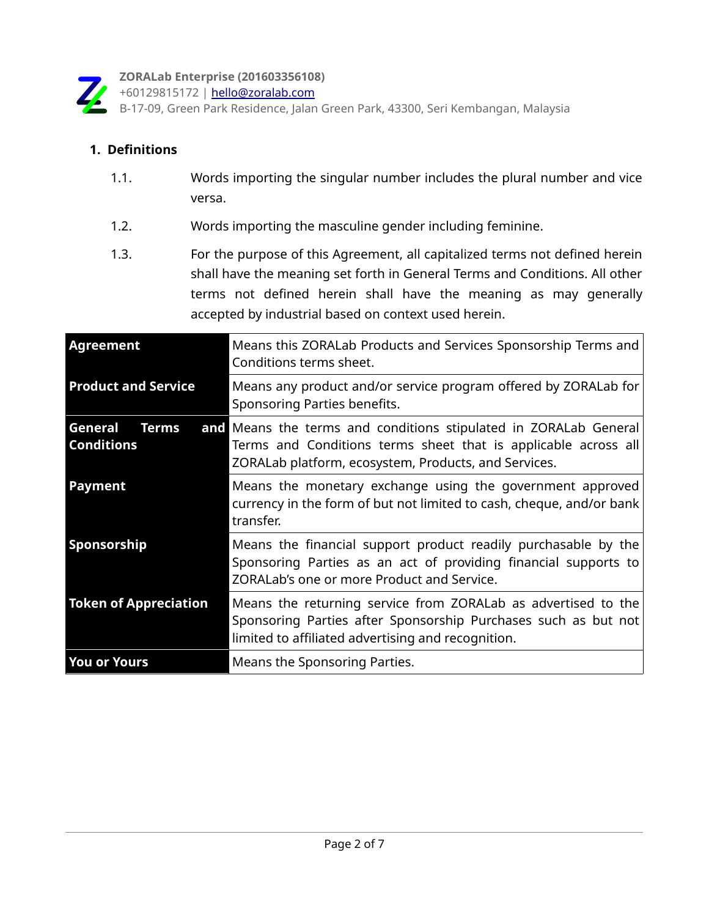## 1. Definitions

1.1. Words importing the singular number includes the plural number and vice versa.

1.2. Words importing the masculine gender including feminine.

1.3. For the purpose of this Agreement, all capitalized terms not defined herein shall have the meaning set forth in General Terms and Conditions. All other terms not defined herein shall have the meaning as may generally accepted by industrial based on context used herein.

| | |
|---|---|
| **Agreement** | Means this ZORALab Products and Services Sponsorship Terms and Conditions terms sheet. |
| **Product and Service** | Means any product and/or service program offered by ZORALab for Sponsoring Parties benefits. |
| **General Terms and Conditions** | Means the terms and conditions stipulated in ZORALab General Terms and Conditions terms sheet that is applicable across all ZORALab platform, ecosystem, Products, and Services. |
| **Payment** | Means the monetary exchange using the government approved currency in the form of but not limited to cash, cheque, and/or bank transfer. |
| **Sponsorship** | Means the financial support product readily purchasable by the Sponsoring Parties as an act of providing financial supports to ZORALab's one or more Product and Service. |
| **Token of Appreciation** | Means the returning service from ZORALab as advertised to the Sponsoring Parties after Sponsorship Purchases such as but not limited to affiliated advertising and recognition. |
| **You or Yours** | Means the Sponsoring Parties. |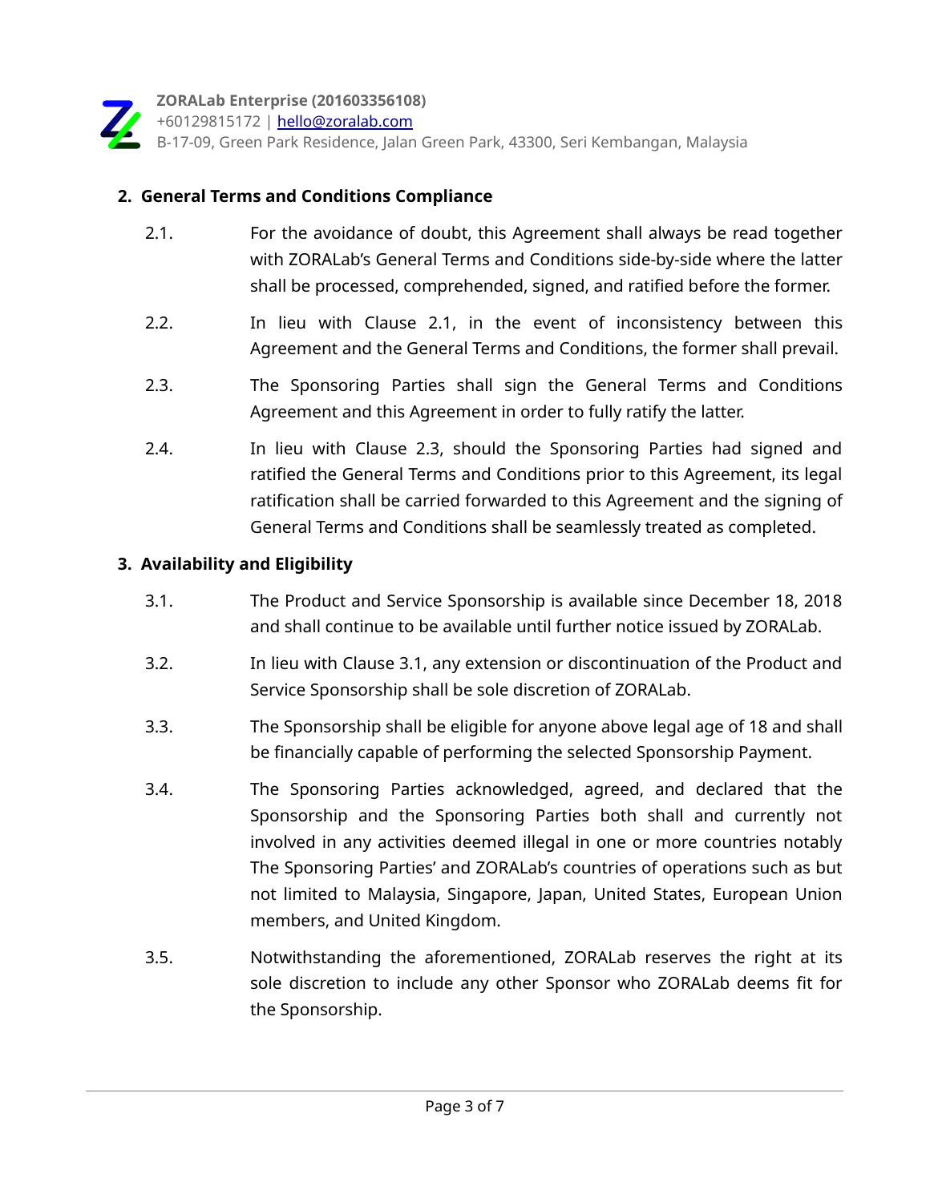## 2. General Terms and Conditions Compliance

2.1. For the avoidance of doubt, this Agreement shall always be read together with ZORALab's General Terms and Conditions side-by-side where the latter shall be processed, comprehended, signed, and ratified before the former.

2.2. In lieu with Clause 2.1, in the event of inconsistency between this Agreement and the General Terms and Conditions, the former shall prevail.

2.3. The Sponsoring Parties shall sign the General Terms and Conditions Agreement and this Agreement in order to fully ratify the latter.

2.4. In lieu with Clause 2.3, should the Sponsoring Parties had signed and ratified the General Terms and Conditions prior to this Agreement, its legal ratification shall be carried forwarded to this Agreement and the signing of General Terms and Conditions shall be seamlessly treated as completed.

## 3. Availability and Eligibility

3.1. The Product and Service Sponsorship is available since December 18, 2018 and shall continue to be available until further notice issued by ZORALab.

3.2. In lieu with Clause 3.1, any extension or discontinuation of the Product and Service Sponsorship shall be sole discretion of ZORALab.

3.3. The Sponsorship shall be eligible for anyone above legal age of 18 and shall be financially capable of performing the selected Sponsorship Payment.

3.4. The Sponsoring Parties acknowledged, agreed, and declared that the Sponsorship and the Sponsoring Parties both shall and currently not involved in any activities deemed illegal in one or more countries notably The Sponsoring Parties' and ZORALab's countries of operations such as but not limited to Malaysia, Singapore, Japan, United States, European Union members, and United Kingdom.

3.5. Notwithstanding the aforementioned, ZORALab reserves the right at its sole discretion to include any other Sponsor who ZORALab deems fit for the Sponsorship.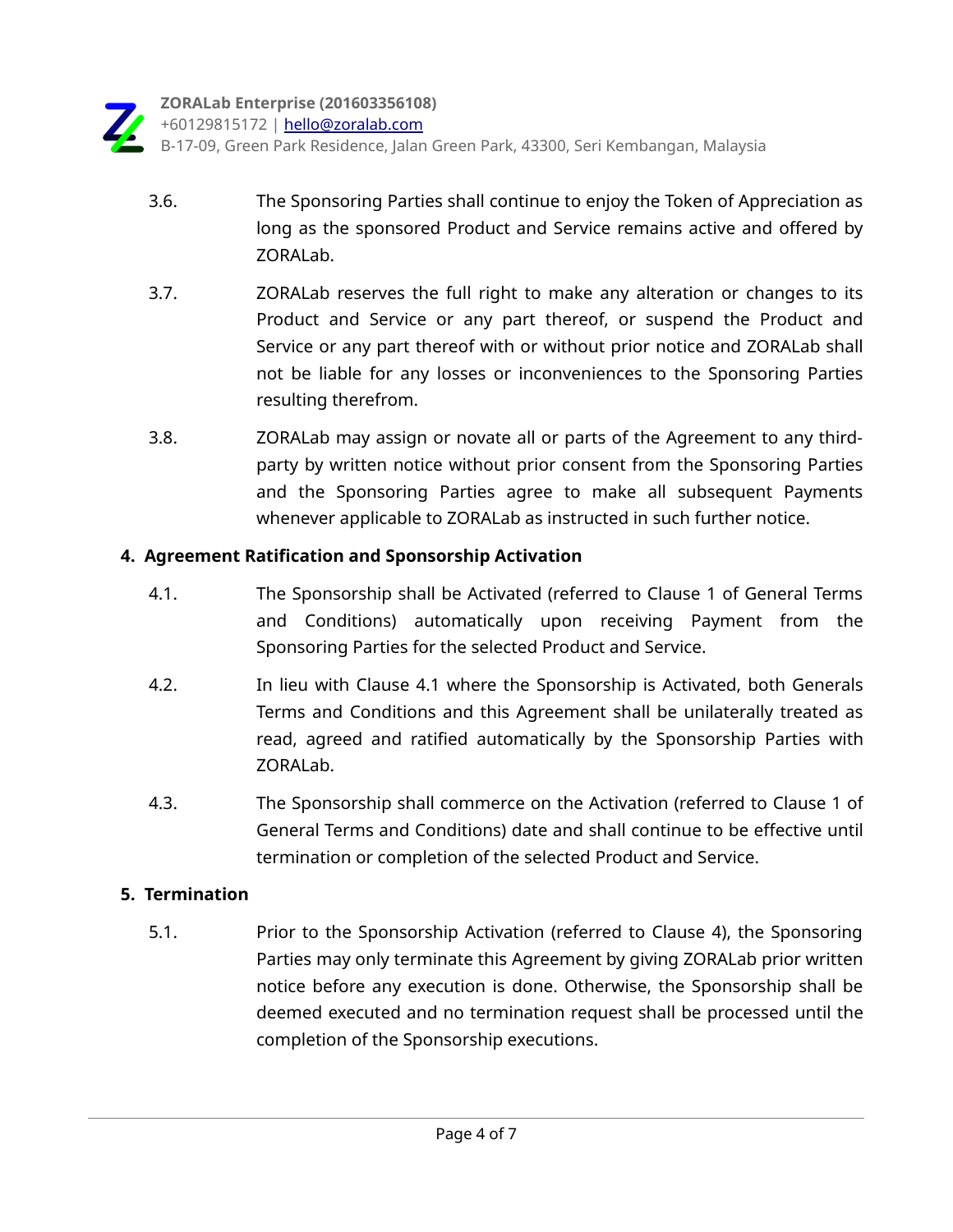3.6. The Sponsoring Parties shall continue to enjoy the Token of Appreciation as long as the sponsored Product and Service remains active and offered by ZORALab.

3.7. ZORALab reserves the full right to make any alteration or changes to its Product and Service or any part thereof, or suspend the Product and Service or any part thereof with or without prior notice and ZORALab shall not be liable for any losses or inconveniences to the Sponsoring Parties resulting therefrom.

3.8. ZORALab may assign or novate all or parts of the Agreement to any third-party by written notice without prior consent from the Sponsoring Parties and the Sponsoring Parties agree to make all subsequent Payments whenever applicable to ZORALab as instructed in such further notice.

## 4. Agreement Ratification and Sponsorship Activation

4.1. The Sponsorship shall be Activated (referred to Clause 1 of General Terms and Conditions) automatically upon receiving Payment from the Sponsoring Parties for the selected Product and Service.

4.2. In lieu with Clause 4.1 where the Sponsorship is Activated, both Generals Terms and Conditions and this Agreement shall be unilaterally treated as read, agreed and ratified automatically by the Sponsorship Parties with ZORALab.

4.3. The Sponsorship shall commerce on the Activation (referred to Clause 1 of General Terms and Conditions) date and shall continue to be effective until termination or completion of the selected Product and Service.

## 5. Termination

5.1. Prior to the Sponsorship Activation (referred to Clause 4), the Sponsoring Parties may only terminate this Agreement by giving ZORALab prior written notice before any execution is done. Otherwise, the Sponsorship shall be deemed executed and no termination request shall be processed until the completion of the Sponsorship executions.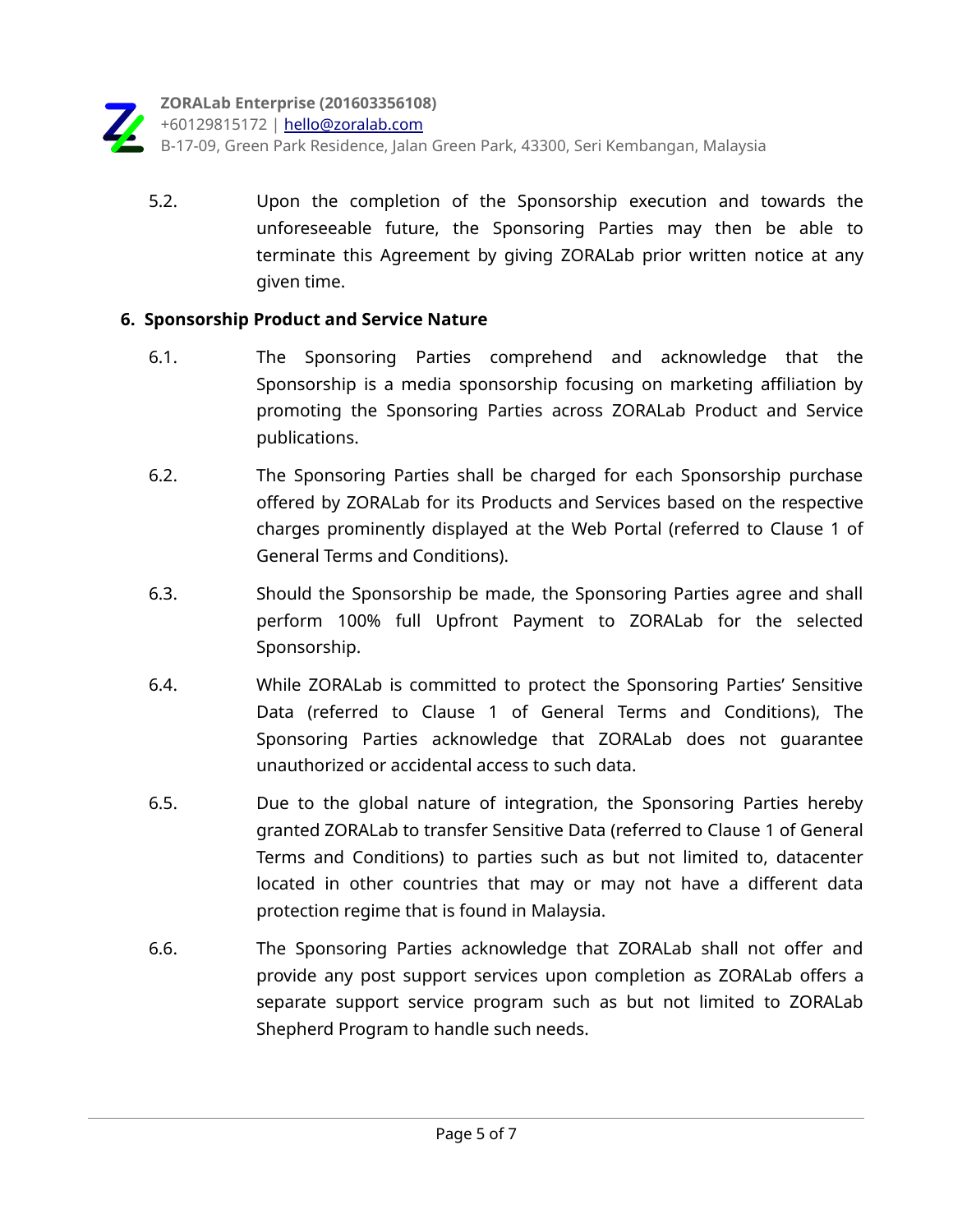5.2. Upon the completion of the Sponsorship execution and towards the unforeseeable future, the Sponsoring Parties may then be able to terminate this Agreement by giving ZORALab prior written notice at any given time.

## 6. Sponsorship Product and Service Nature

6.1. The Sponsoring Parties comprehend and acknowledge that the Sponsorship is a media sponsorship focusing on marketing affiliation by promoting the Sponsoring Parties across ZORALab Product and Service publications.

6.2. The Sponsoring Parties shall be charged for each Sponsorship purchase offered by ZORALab for its Products and Services based on the respective charges prominently displayed at the Web Portal (referred to Clause 1 of General Terms and Conditions).

6.3. Should the Sponsorship be made, the Sponsoring Parties agree and shall perform 100% full Upfront Payment to ZORALab for the selected Sponsorship.

6.4. While ZORALab is committed to protect the Sponsoring Parties' Sensitive Data (referred to Clause 1 of General Terms and Conditions), The Sponsoring Parties acknowledge that ZORALab does not guarantee unauthorized or accidental access to such data.

6.5. Due to the global nature of integration, the Sponsoring Parties hereby granted ZORALab to transfer Sensitive Data (referred to Clause 1 of General Terms and Conditions) to parties such as but not limited to, datacenter located in other countries that may or may not have a different data protection regime that is found in Malaysia.

6.6. The Sponsoring Parties acknowledge that ZORALab shall not offer and provide any post support services upon completion as ZORALab offers a separate support service program such as but not limited to ZORALab Shepherd Program to handle such needs.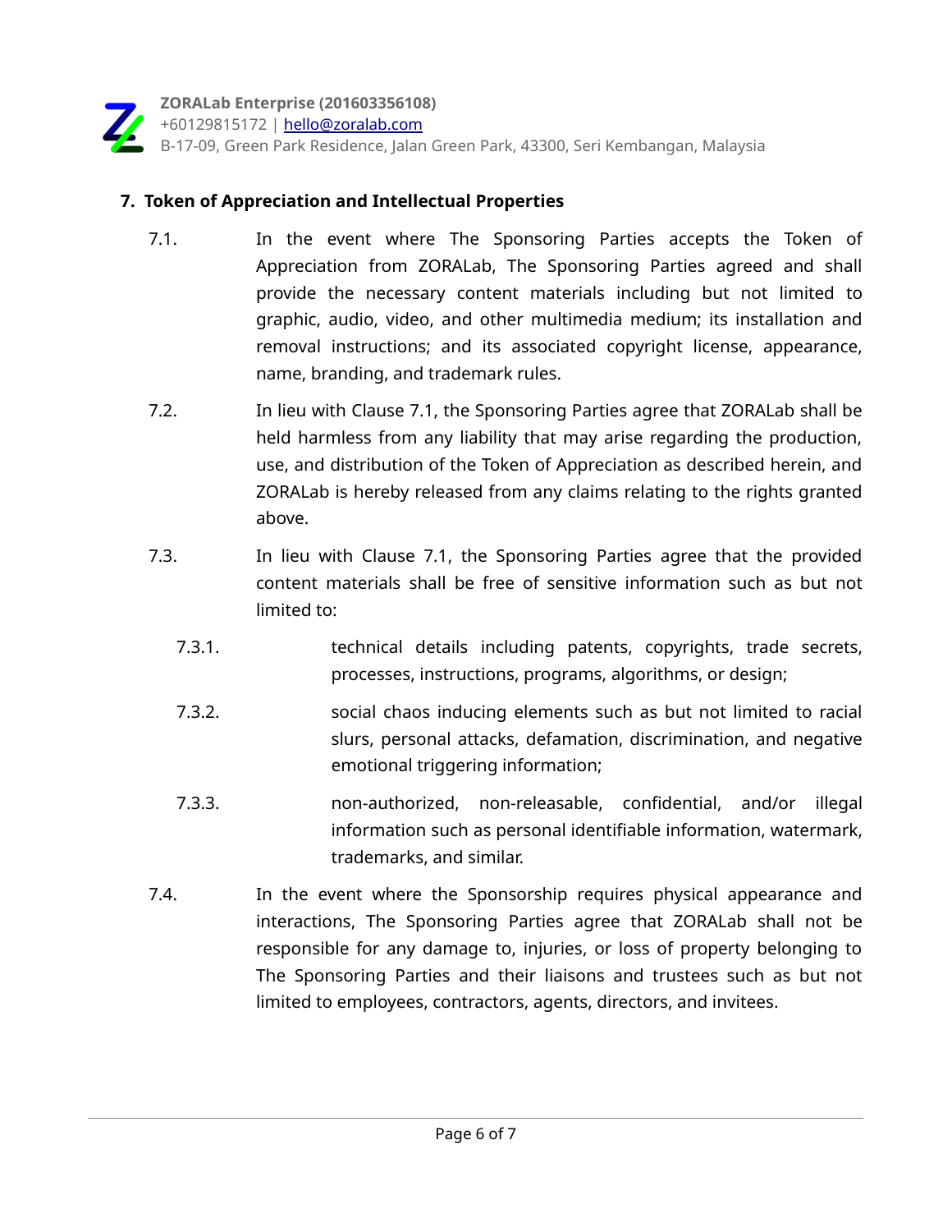## 7. Token of Appreciation and Intellectual Properties

7.1. In the event where The Sponsoring Parties accepts the Token of Appreciation from ZORALab, The Sponsoring Parties agreed and shall provide the necessary content materials including but not limited to graphic, audio, video, and other multimedia medium; its installation and removal instructions; and its associated copyright license, appearance, name, branding, and trademark rules.

7.2. In lieu with Clause 7.1, the Sponsoring Parties agree that ZORALab shall be held harmless from any liability that may arise regarding the production, use, and distribution of the Token of Appreciation as described herein, and ZORALab is hereby released from any claims relating to the rights granted above.

7.3. In lieu with Clause 7.1, the Sponsoring Parties agree that the provided content materials shall be free of sensitive information such as but not limited to:

- 7.3.1. technical details including patents, copyrights, trade secrets, processes, instructions, programs, algorithms, or design;
- 7.3.2. social chaos inducing elements such as but not limited to racial slurs, personal attacks, defamation, discrimination, and negative emotional triggering information;
- 7.3.3. non-authorized, non-releasable, confidential, and/or illegal information such as personal identifiable information, watermark, trademarks, and similar.

7.4. In the event where the Sponsorship requires physical appearance and interactions, The Sponsoring Parties agree that ZORALab shall not be responsible for any damage to, injuries, or loss of property belonging to The Sponsoring Parties and their liaisons and trustees such as but not limited to employees, contractors, agents, directors, and invitees.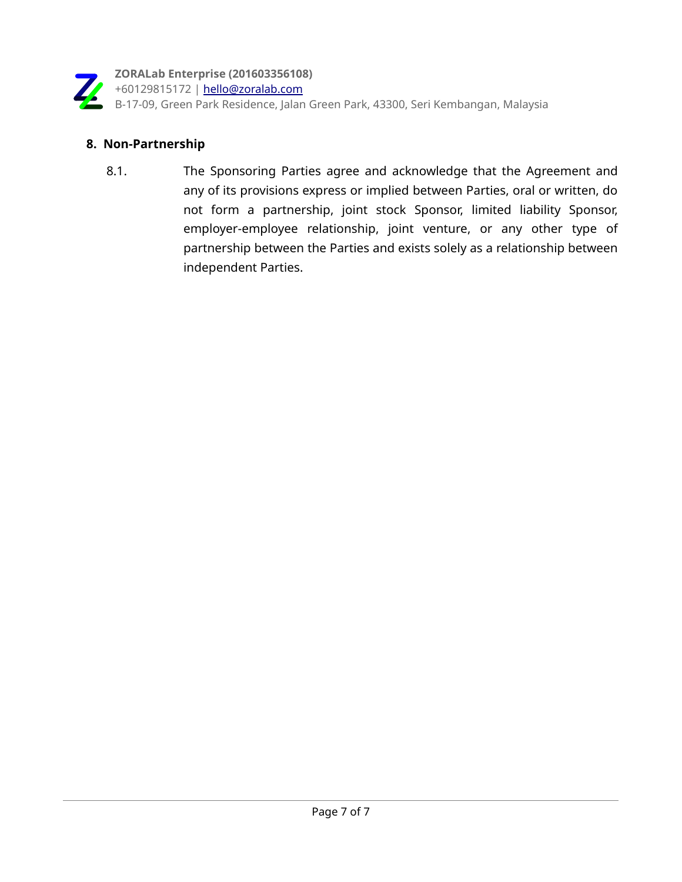## 8. Non-Partnership

8.1. The Sponsoring Parties agree and acknowledge that the Agreement and any of its provisions express or implied between Parties, oral or written, do not form a partnership, joint stock Sponsor, limited liability Sponsor, employer-employee relationship, joint venture, or any other type of partnership between the Parties and exists solely as a relationship between independent Parties.